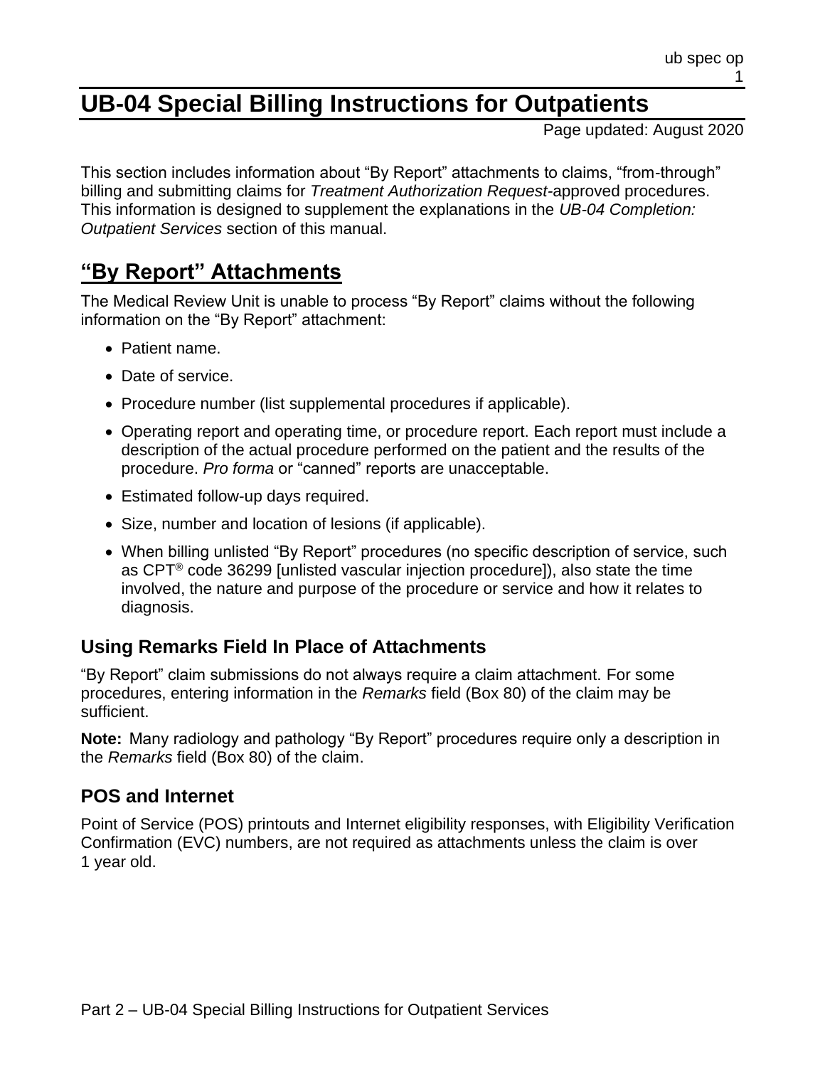# UB-04 Special Billing Instructions for Outpatients

Page updated: August 2020

This section includes information about "By Report" attachments to claims, "from-through" billing and submitting claims for *Treatment Authorization Request*-approved procedures. This information is designed to supplement the explanations in the *UB-04 Completion: Outpatient Services* section of this manual.

## "By Report" Attachments

The Medical Review Unit is unable to process "By Report" claims without the following information on the "By Report" attachment:

- Patient name.
- Date of service.
- Procedure number (list supplemental procedures if applicable).
- Operating report and operating time, or procedure report. Each report must include a description of the actual procedure performed on the patient and the results of the procedure. *Pro forma* or "canned" reports are unacceptable.
- Estimated follow-up days required.
- Size, number and location of lesions (if applicable).
- When billing unlisted "By Report" procedures (no specific description of service, such as CPT® code 36299 [unlisted vascular injection procedure]), also state the time involved, the nature and purpose of the procedure or service and how it relates to diagnosis.

### Using Remarks Field In Place of Attachments

"By Report" claim submissions do not always require a claim attachment. For some procedures, entering information in the *Remarks* field (Box 80) of the claim may be sufficient.

**Note:** Many radiology and pathology "By Report" procedures require only a description in the *Remarks* field (Box 80) of the claim.

### POS and Internet

Point of Service (POS) printouts and Internet eligibility responses, with Eligibility Verification Confirmation (EVC) numbers, are not required as attachments unless the claim is over 1 year old.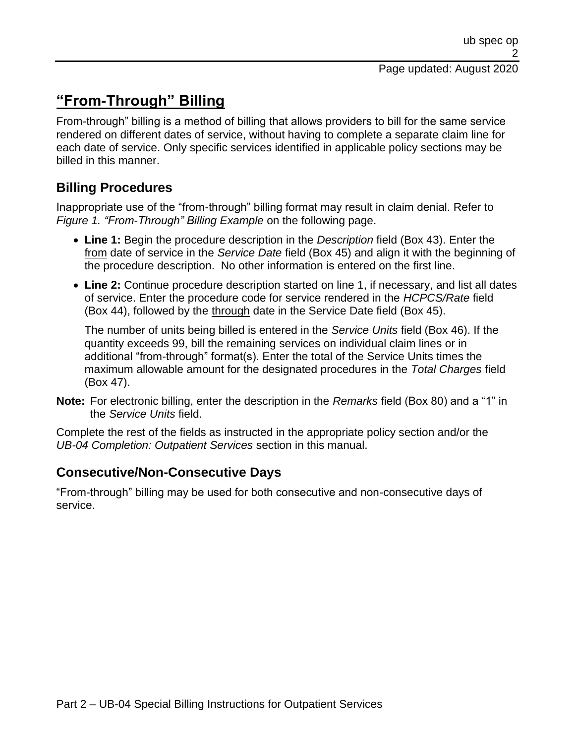## "From-Through" Billing

From-through" billing is a method of billing that allows providers to bill for the same service rendered on different dates of service, without having to complete a separate claim line for each date of service. Only specific services identified in applicable policy sections may be billed in this manner.

### Billing Procedures

Inappropriate use of the "from-through" billing format may result in claim denial. Refer to *Figure 1. "From-Through" Billing Example* on the following page.

- **Line 1:** Begin the procedure description in the *Description* field (Box 43). Enter the from date of service in the *Service Date* field (Box 45) and align it with the beginning of the procedure description. No other information is entered on the first line.
- **Line 2:** Continue procedure description started on line 1, if necessary, and list all dates of service. Enter the procedure code for service rendered in the *HCPCS/Rate* field (Box 44), followed by the through date in the Service Date field (Box 45).

  The number of units being billed is entered in the *Service Units* field (Box 46). If the quantity exceeds 99, bill the remaining services on individual claim lines or in additional "from-through" format(s). Enter the total of the Service Units times the maximum allowable amount for the designated procedures in the *Total Charges* field (Box 47).

**Note:** For electronic billing, enter the description in the *Remarks* field (Box 80) and a "1" in the *Service Units* field.

Complete the rest of the fields as instructed in the appropriate policy section and/or the *UB-04 Completion: Outpatient Services* section in this manual.

### Consecutive/Non-Consecutive Days

"From-through" billing may be used for both consecutive and non-consecutive days of service.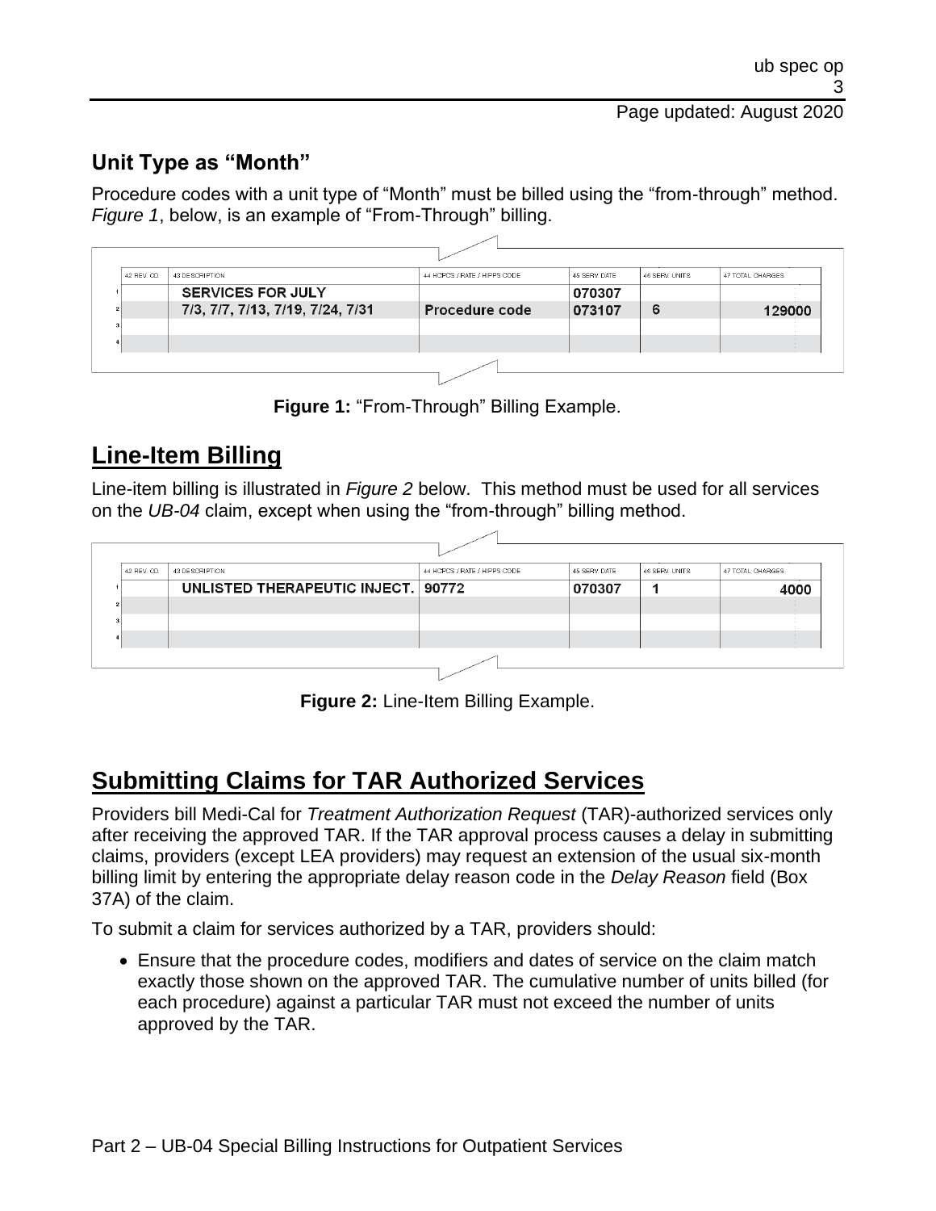## Unit Type as "Month"

Procedure codes with a unit type of "Month" must be billed using the "from-through" method. *Figure 1*, below, is an example of "From-Through" billing.

| | 42 REV. CD. | 43 DESCRIPTION | 44 HCPCS / RATE / HIPPS CODE | 45 SERV. DATE | 46 SERV. UNITS | 47 TOTAL CHARGES |
|---|---|---|---|---|---|---|
| 1 | | SERVICES FOR JULY | | 070307 | | |
| 2 | | 7/3, 7/7, 7/13, 7/19, 7/24, 7/31 | Procedure code | 073107 | 6 | 129000 |
| 3 | | | | | | |
| 4 | | | | | | |

**Figure 1:** "From-Through" Billing Example.

## Line-Item Billing

Line-item billing is illustrated in *Figure 2* below. This method must be used for all services on the *UB-04* claim, except when using the "from-through" billing method.

| | 42 REV. CD. | 43 DESCRIPTION | 44 HCPCS / RATE / HIPPS CODE | 45 SERV. DATE | 46 SERV. UNITS | 47 TOTAL CHARGES |
|---|---|---|---|---|---|---|
| 1 | | UNLISTED THERAPEUTIC INJECT. | 90772 | 070307 | 1 | 4000 |
| 2 | | | | | | |
| 3 | | | | | | |
| 4 | | | | | | |

**Figure 2:** Line-Item Billing Example.

## Submitting Claims for TAR Authorized Services

Providers bill Medi-Cal for *Treatment Authorization Request* (TAR)-authorized services only after receiving the approved TAR. If the TAR approval process causes a delay in submitting claims, providers (except LEA providers) may request an extension of the usual six-month billing limit by entering the appropriate delay reason code in the *Delay Reason* field (Box 37A) of the claim.

To submit a claim for services authorized by a TAR, providers should:

- Ensure that the procedure codes, modifiers and dates of service on the claim match exactly those shown on the approved TAR. The cumulative number of units billed (for each procedure) against a particular TAR must not exceed the number of units approved by the TAR.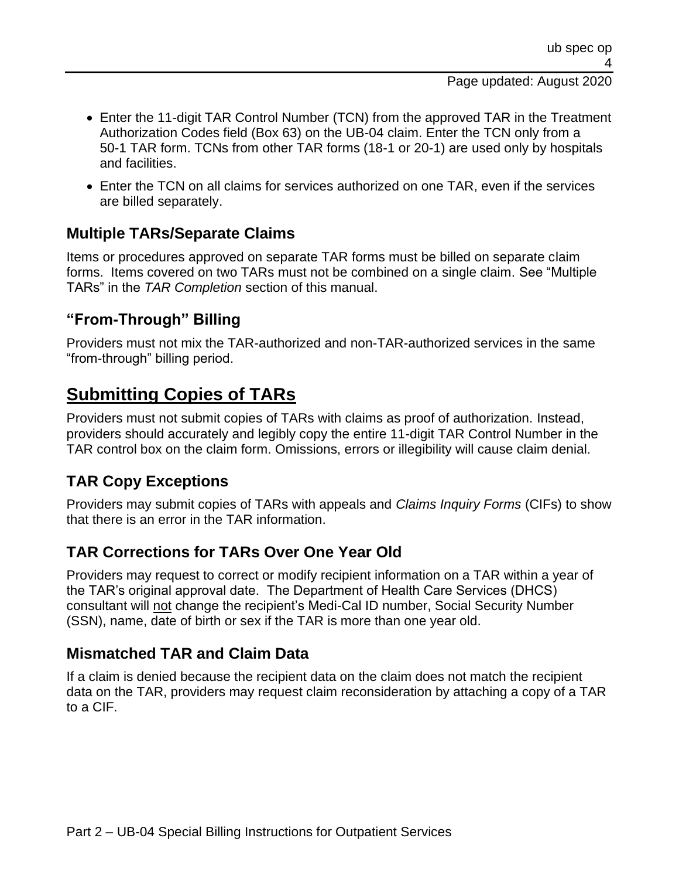- Enter the 11-digit TAR Control Number (TCN) from the approved TAR in the Treatment Authorization Codes field (Box 63) on the UB-04 claim. Enter the TCN only from a 50-1 TAR form. TCNs from other TAR forms (18-1 or 20-1) are used only by hospitals and facilities.
- Enter the TCN on all claims for services authorized on one TAR, even if the services are billed separately.

### Multiple TARs/Separate Claims

Items or procedures approved on separate TAR forms must be billed on separate claim forms. Items covered on two TARs must not be combined on a single claim. See "Multiple TARs" in the *TAR Completion* section of this manual.

### "From-Through" Billing

Providers must not mix the TAR-authorized and non-TAR-authorized services in the same "from-through" billing period.

## Submitting Copies of TARs

Providers must not submit copies of TARs with claims as proof of authorization. Instead, providers should accurately and legibly copy the entire 11-digit TAR Control Number in the TAR control box on the claim form. Omissions, errors or illegibility will cause claim denial.

### TAR Copy Exceptions

Providers may submit copies of TARs with appeals and *Claims Inquiry Forms* (CIFs) to show that there is an error in the TAR information.

### TAR Corrections for TARs Over One Year Old

Providers may request to correct or modify recipient information on a TAR within a year of the TAR's original approval date. The Department of Health Care Services (DHCS) consultant will not change the recipient's Medi-Cal ID number, Social Security Number (SSN), name, date of birth or sex if the TAR is more than one year old.

### Mismatched TAR and Claim Data

If a claim is denied because the recipient data on the claim does not match the recipient data on the TAR, providers may request claim reconsideration by attaching a copy of a TAR to a CIF.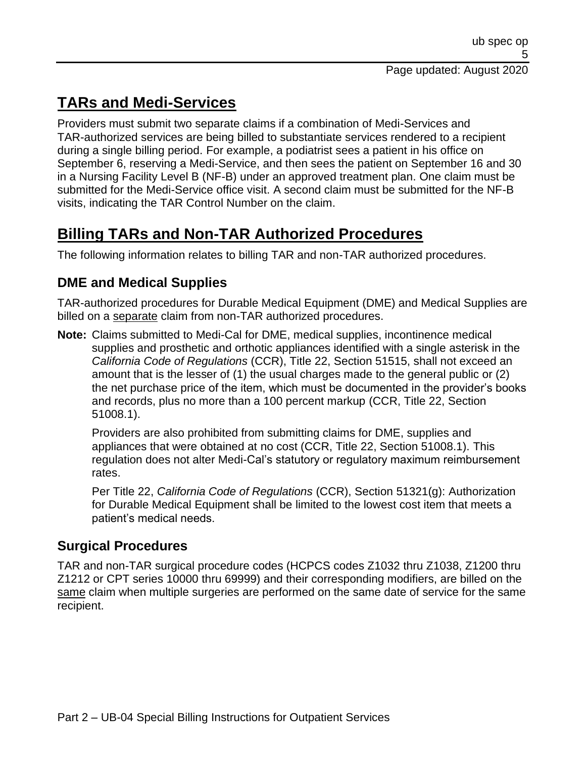## TARs and Medi-Services

Providers must submit two separate claims if a combination of Medi-Services and TAR-authorized services are being billed to substantiate services rendered to a recipient during a single billing period. For example, a podiatrist sees a patient in his office on September 6, reserving a Medi-Service, and then sees the patient on September 16 and 30 in a Nursing Facility Level B (NF-B) under an approved treatment plan. One claim must be submitted for the Medi-Service office visit. A second claim must be submitted for the NF-B visits, indicating the TAR Control Number on the claim.

## Billing TARs and Non-TAR Authorized Procedures

The following information relates to billing TAR and non-TAR authorized procedures.

### DME and Medical Supplies

TAR-authorized procedures for Durable Medical Equipment (DME) and Medical Supplies are billed on a separate claim from non-TAR authorized procedures.

**Note:** Claims submitted to Medi-Cal for DME, medical supplies, incontinence medical supplies and prosthetic and orthotic appliances identified with a single asterisk in the *California Code of Regulations* (CCR), Title 22, Section 51515, shall not exceed an amount that is the lesser of (1) the usual charges made to the general public or (2) the net purchase price of the item, which must be documented in the provider's books and records, plus no more than a 100 percent markup (CCR, Title 22, Section 51008.1).

Providers are also prohibited from submitting claims for DME, supplies and appliances that were obtained at no cost (CCR, Title 22, Section 51008.1). This regulation does not alter Medi-Cal's statutory or regulatory maximum reimbursement rates.

Per Title 22, *California Code of Regulations* (CCR), Section 51321(g): Authorization for Durable Medical Equipment shall be limited to the lowest cost item that meets a patient's medical needs.

### Surgical Procedures

TAR and non-TAR surgical procedure codes (HCPCS codes Z1032 thru Z1038, Z1200 thru Z1212 or CPT series 10000 thru 69999) and their corresponding modifiers, are billed on the same claim when multiple surgeries are performed on the same date of service for the same recipient.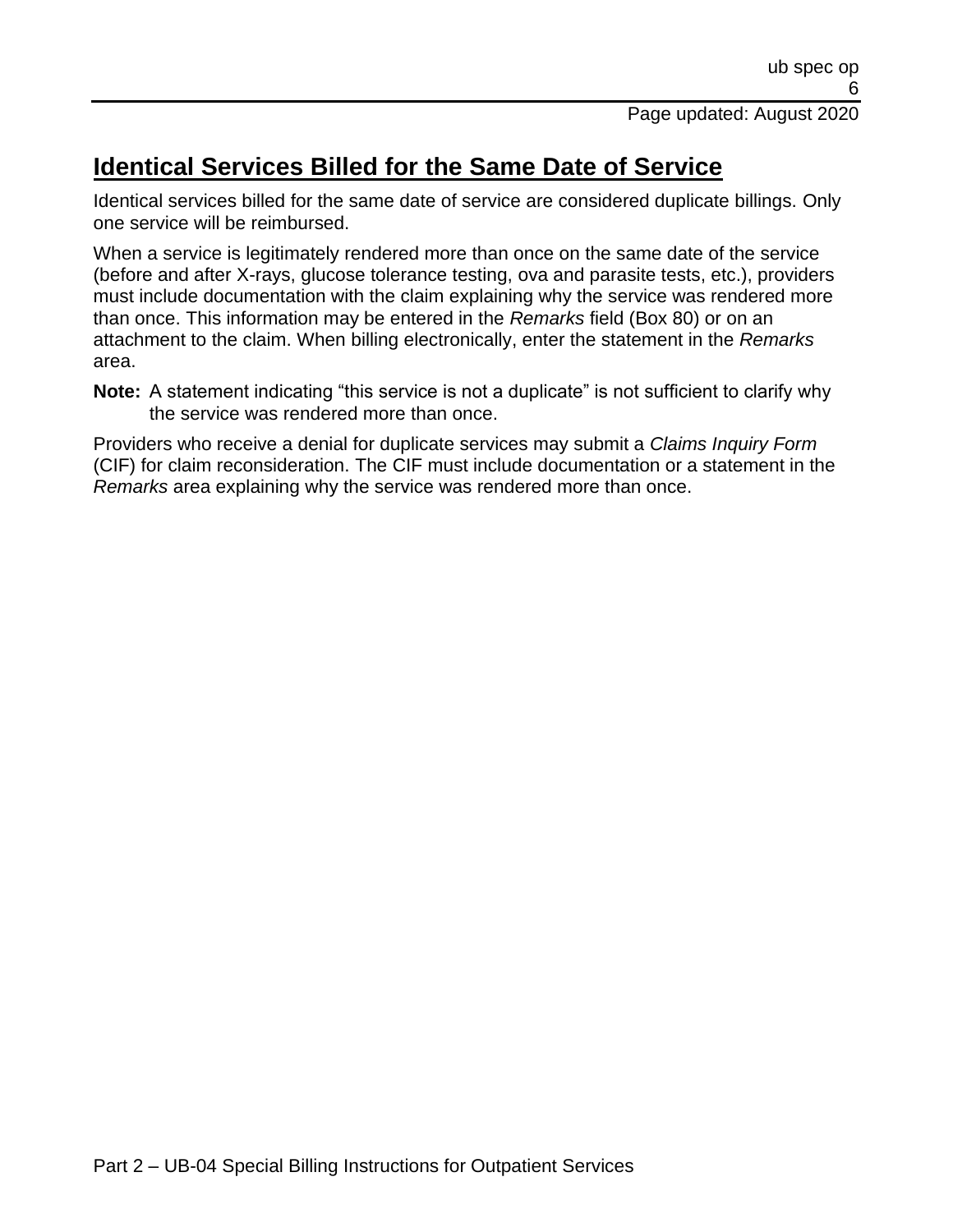## Identical Services Billed for the Same Date of Service

Identical services billed for the same date of service are considered duplicate billings. Only one service will be reimbursed.

When a service is legitimately rendered more than once on the same date of the service (before and after X-rays, glucose tolerance testing, ova and parasite tests, etc.), providers must include documentation with the claim explaining why the service was rendered more than once. This information may be entered in the *Remarks* field (Box 80) or on an attachment to the claim. When billing electronically, enter the statement in the *Remarks* area.

**Note:** A statement indicating "this service is not a duplicate" is not sufficient to clarify why the service was rendered more than once.

Providers who receive a denial for duplicate services may submit a *Claims Inquiry Form* (CIF) for claim reconsideration. The CIF must include documentation or a statement in the *Remarks* area explaining why the service was rendered more than once.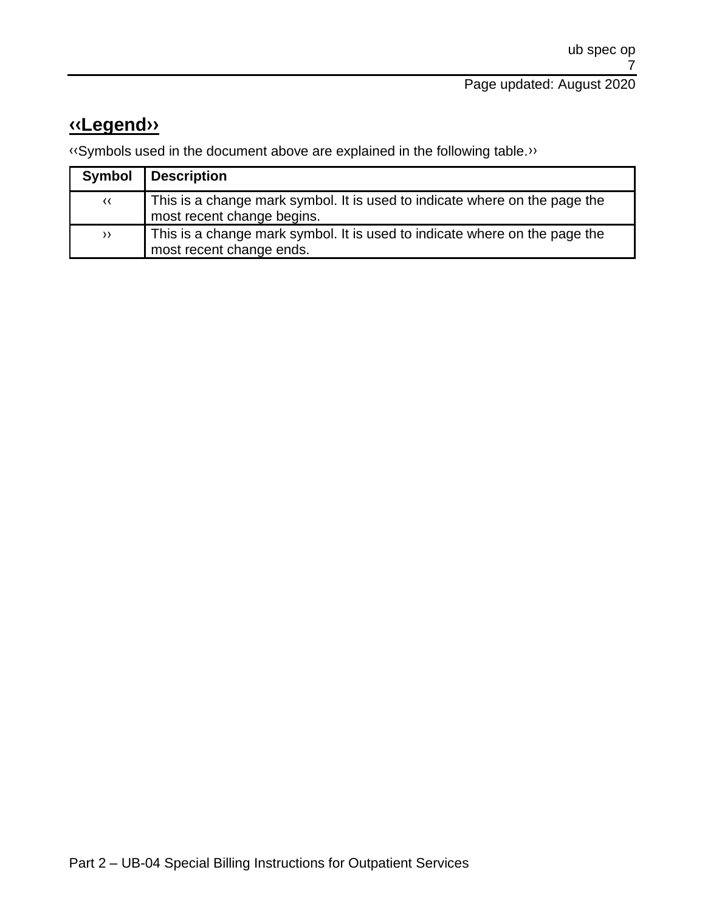## ‹‹Legend››

‹‹Symbols used in the document above are explained in the following table.››

| Symbol | Description |
|---|---|
| ‹‹ | This is a change mark symbol. It is used to indicate where on the page the most recent change begins. |
| ›› | This is a change mark symbol. It is used to indicate where on the page the most recent change ends. |